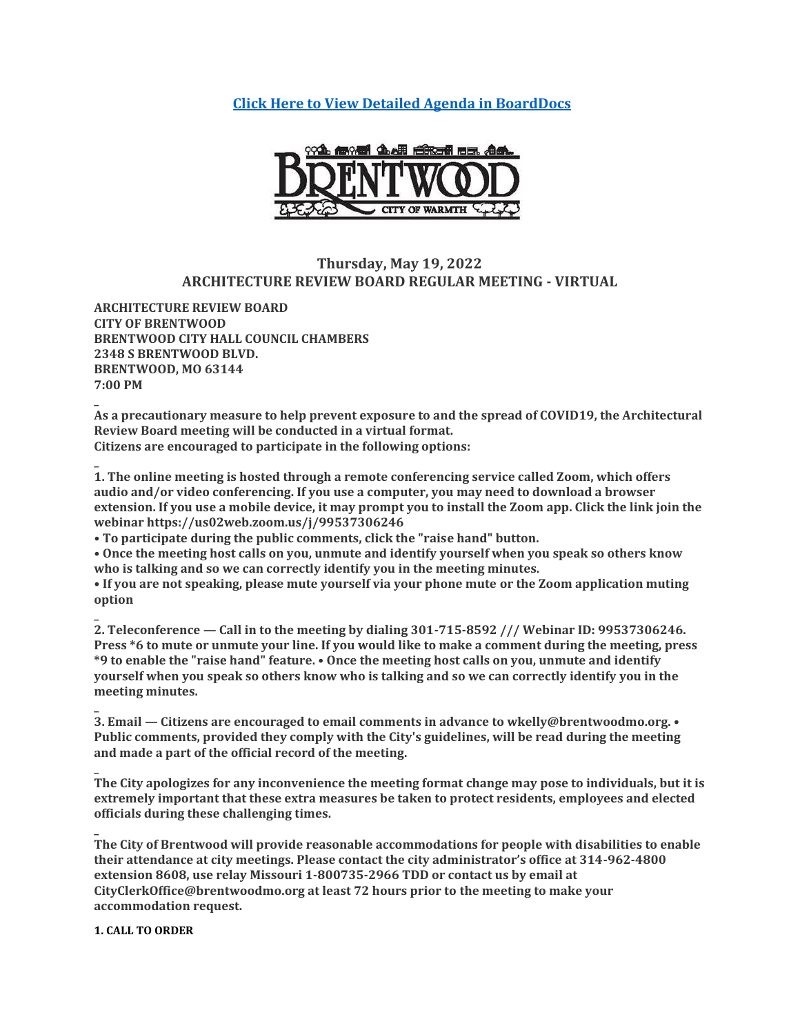[Click Here to View Detailed Agenda in BoardDocs]

## Thursday, May 19, 2022
## ARCHITECTURE REVIEW BOARD REGULAR MEETING - VIRTUAL

**ARCHITECTURE REVIEW BOARD**
**CITY OF BRENTWOOD**
**BRENTWOOD CITY HALL COUNCIL CHAMBERS**
**2348 S BRENTWOOD BLVD.**
**BRENTWOOD, MO 63144**
**7:00 PM**

**As a precautionary measure to help prevent exposure to and the spread of COVID19, the Architectural Review Board meeting will be conducted in a virtual format.**
**Citizens are encouraged to participate in the following options:**

**1. The online meeting is hosted through a remote conferencing service called Zoom, which offers audio and/or video conferencing. If you use a computer, you may need to download a browser extension. If you use a mobile device, it may prompt you to install the Zoom app. Click the link join the webinar https://us02web.zoom.us/j/99537306246**
**• To participate during the public comments, click the "raise hand" button.**
**• Once the meeting host calls on you, unmute and identify yourself when you speak so others know who is talking and so we can correctly identify you in the meeting minutes.**
**• If you are not speaking, please mute yourself via your phone mute or the Zoom application muting option**

**2. Teleconference — Call in to the meeting by dialing 301-715-8592 /// Webinar ID: 99537306246. Press *6 to mute or unmute your line. If you would like to make a comment during the meeting, press *9 to enable the "raise hand" feature. • Once the meeting host calls on you, unmute and identify yourself when you speak so others know who is talking and so we can correctly identify you in the meeting minutes.**

**3. Email — Citizens are encouraged to email comments in advance to wkelly@brentwoodmo.org. • Public comments, provided they comply with the City's guidelines, will be read during the meeting and made a part of the official record of the meeting.**

**The City apologizes for any inconvenience the meeting format change may pose to individuals, but it is extremely important that these extra measures be taken to protect residents, employees and elected officials during these challenging times.**

**The City of Brentwood will provide reasonable accommodations for people with disabilities to enable their attendance at city meetings. Please contact the city administrator's office at 314-962-4800 extension 8608, use relay Missouri 1-800735-2966 TDD or contact us by email at CityClerkOffice@brentwoodmo.org at least 72 hours prior to the meeting to make your accommodation request.**

**1. CALL TO ORDER**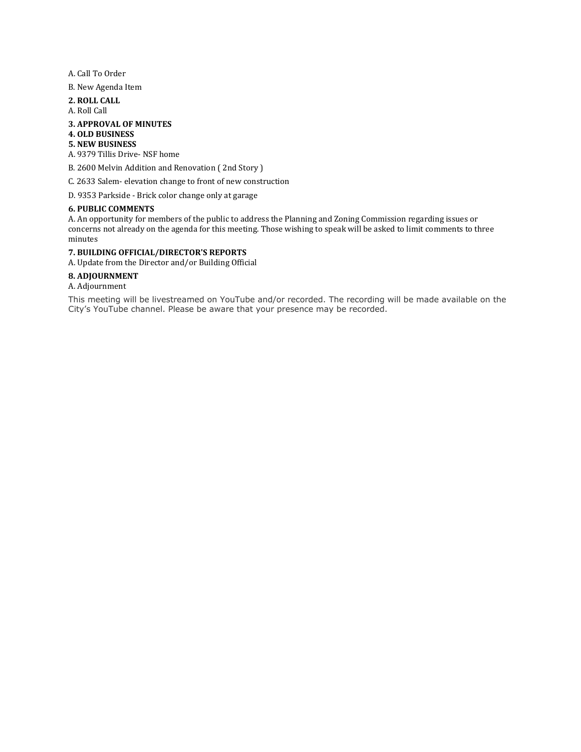A. Call To Order

B. New Agenda Item

**2. ROLL CALL**

A. Roll Call

**3. APPROVAL OF MINUTES**

**4. OLD BUSINESS**

**5. NEW BUSINESS**

A. 9379 Tillis Drive- NSF home

B. 2600 Melvin Addition and Renovation ( 2nd Story )

C. 2633 Salem- elevation change to front of new construction

D. 9353 Parkside - Brick color change only at garage

**6. PUBLIC COMMENTS**

A. An opportunity for members of the public to address the Planning and Zoning Commission regarding issues or concerns not already on the agenda for this meeting. Those wishing to speak will be asked to limit comments to three minutes

**7. BUILDING OFFICIAL/DIRECTOR'S REPORTS**

A. Update from the Director and/or Building Official

**8. ADJOURNMENT**

A. Adjournment

This meeting will be livestreamed on YouTube and/or recorded. The recording will be made available on the City's YouTube channel. Please be aware that your presence may be recorded.